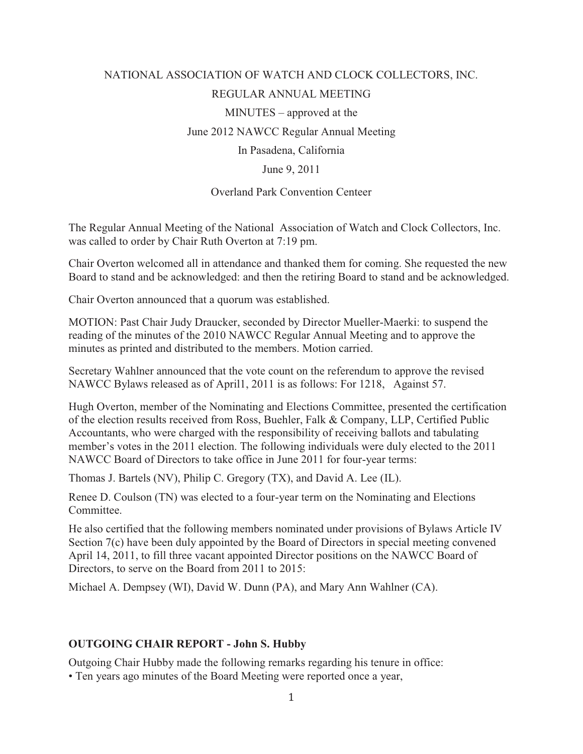NATIONAL ASSOCIATION OF WATCH AND CLOCK COLLECTORS, INC.

REGULAR ANNUAL MEETING

MINUTES – approved at the

June 2012 NAWCC Regular Annual Meeting

In Pasadena, California

June 9, 2011

Overland Park Convention Centeer

The Regular Annual Meeting of the National Association of Watch and Clock Collectors, Inc. was called to order by Chair Ruth Overton at 7:19 pm.

Chair Overton welcomed all in attendance and thanked them for coming. She requested the new Board to stand and be acknowledged: and then the retiring Board to stand and be acknowledged.

Chair Overton announced that a quorum was established.

MOTION: Past Chair Judy Draucker, seconded by Director Mueller-Maerki: to suspend the reading of the minutes of the 2010 NAWCC Regular Annual Meeting and to approve the minutes as printed and distributed to the members. Motion carried.

Secretary Wahlner announced that the vote count on the referendum to approve the revised NAWCC Bylaws released as of April1, 2011 is as follows: For 1218, Against 57.

Hugh Overton, member of the Nominating and Elections Committee, presented the certification of the election results received from Ross, Buehler, Falk & Company, LLP, Certified Public Accountants, who were charged with the responsibility of receiving ballots and tabulating member's votes in the 2011 election. The following individuals were duly elected to the 2011 NAWCC Board of Directors to take office in June 2011 for four-year terms:

Thomas J. Bartels (NV), Philip C. Gregory (TX), and David A. Lee (IL).

Renee D. Coulson (TN) was elected to a four-year term on the Nominating and Elections Committee.

He also certified that the following members nominated under provisions of Bylaws Article IV Section 7(c) have been duly appointed by the Board of Directors in special meeting convened April 14, 2011, to fill three vacant appointed Director positions on the NAWCC Board of Directors, to serve on the Board from 2011 to 2015:

Michael A. Dempsey (WI), David W. Dunn (PA), and Mary Ann Wahlner (CA).

**OUTGOING CHAIR REPORT - John S. Hubby**

Outgoing Chair Hubby made the following remarks regarding his tenure in office:

- Ten years ago minutes of the Board Meeting were reported once a year,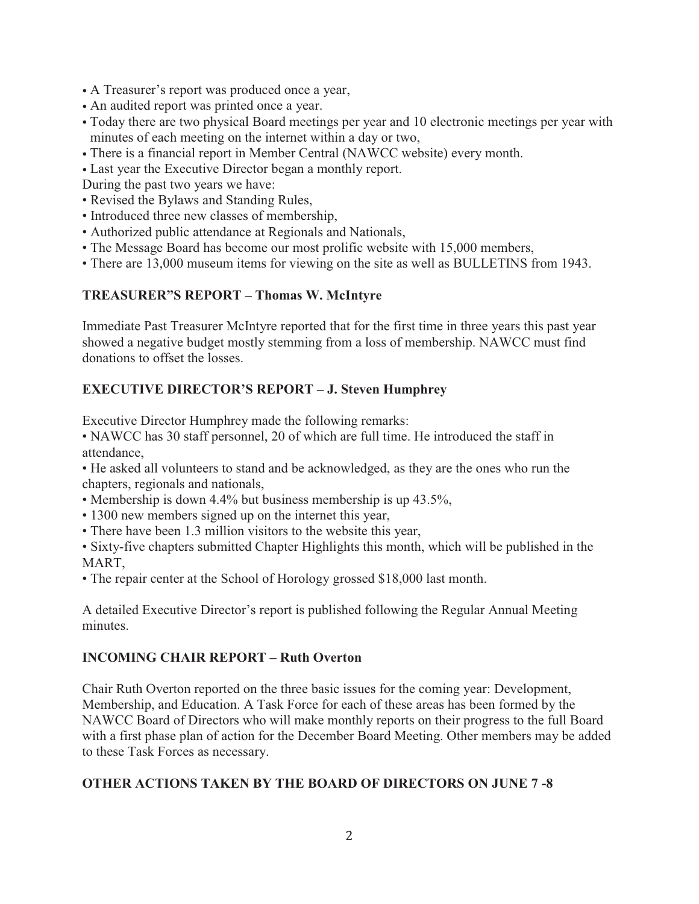- A Treasurer's report was produced once a year,
- An audited report was printed once a year.
- Today there are two physical Board meetings per year and 10 electronic meetings per year with minutes of each meeting on the internet within a day or two,
- There is a financial report in Member Central (NAWCC website) every month.
- Last year the Executive Director began a monthly report.

During the past two years we have:

- Revised the Bylaws and Standing Rules,
- Introduced three new classes of membership,
- Authorized public attendance at Regionals and Nationals,
- The Message Board has become our most prolific website with 15,000 members,
- There are 13,000 museum items for viewing on the site as well as BULLETINS from 1943.

## TREASURER"S REPORT – Thomas W. McIntyre

Immediate Past Treasurer McIntyre reported that for the first time in three years this past year showed a negative budget mostly stemming from a loss of membership. NAWCC must find donations to offset the losses.

## EXECUTIVE DIRECTOR'S REPORT – J. Steven Humphrey

Executive Director Humphrey made the following remarks:

- NAWCC has 30 staff personnel, 20 of which are full time. He introduced the staff in attendance,
- He asked all volunteers to stand and be acknowledged, as they are the ones who run the chapters, regionals and nationals,
- Membership is down 4.4% but business membership is up 43.5%,
- 1300 new members signed up on the internet this year,
- There have been 1.3 million visitors to the website this year,
- Sixty-five chapters submitted Chapter Highlights this month, which will be published in the MART,
- The repair center at the School of Horology grossed $18,000 last month.

A detailed Executive Director's report is published following the Regular Annual Meeting minutes.

## INCOMING CHAIR REPORT – Ruth Overton

Chair Ruth Overton reported on the three basic issues for the coming year: Development, Membership, and Education. A Task Force for each of these areas has been formed by the NAWCC Board of Directors who will make monthly reports on their progress to the full Board with a first phase plan of action for the December Board Meeting. Other members may be added to these Task Forces as necessary.

## OTHER ACTIONS TAKEN BY THE BOARD OF DIRECTORS ON JUNE 7 -8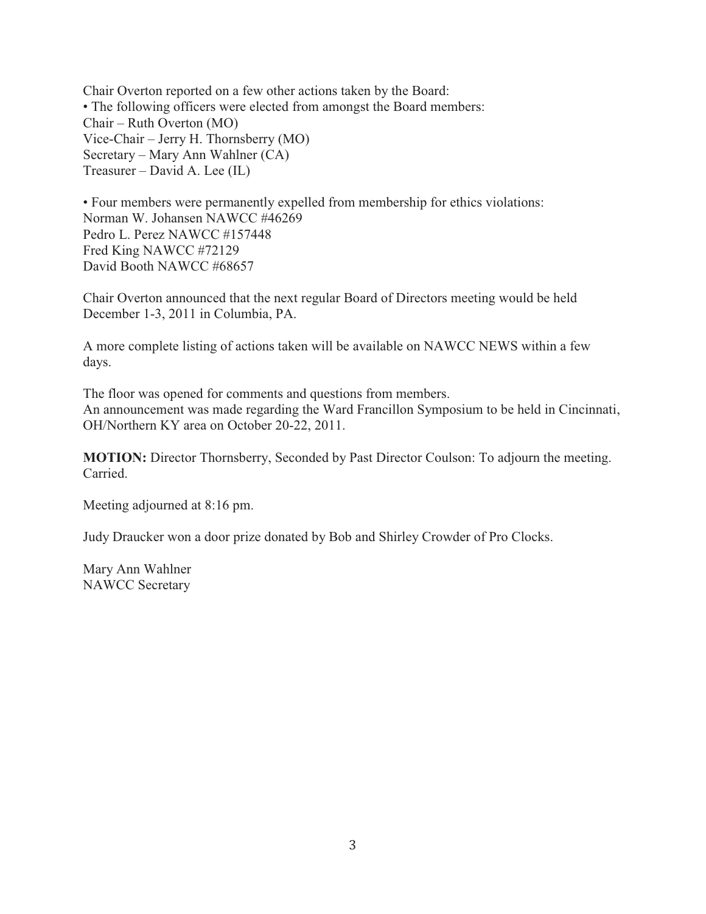Chair Overton reported on a few other actions taken by the Board:

• The following officers were elected from amongst the Board members:
Chair – Ruth Overton (MO)
Vice-Chair – Jerry H. Thornsberry (MO)
Secretary – Mary Ann Wahlner (CA)
Treasurer – David A. Lee (IL)

• Four members were permanently expelled from membership for ethics violations:
Norman W. Johansen NAWCC #46269
Pedro L. Perez NAWCC #157448
Fred King NAWCC #72129
David Booth NAWCC #68657

Chair Overton announced that the next regular Board of Directors meeting would be held December 1-3, 2011 in Columbia, PA.

A more complete listing of actions taken will be available on NAWCC NEWS within a few days.

The floor was opened for comments and questions from members.
An announcement was made regarding the Ward Francillon Symposium to be held in Cincinnati, OH/Northern KY area on October 20-22, 2011.

**MOTION:** Director Thornsberry, Seconded by Past Director Coulson: To adjourn the meeting. Carried.

Meeting adjourned at 8:16 pm.

Judy Draucker won a door prize donated by Bob and Shirley Crowder of Pro Clocks.

Mary Ann Wahlner
NAWCC Secretary